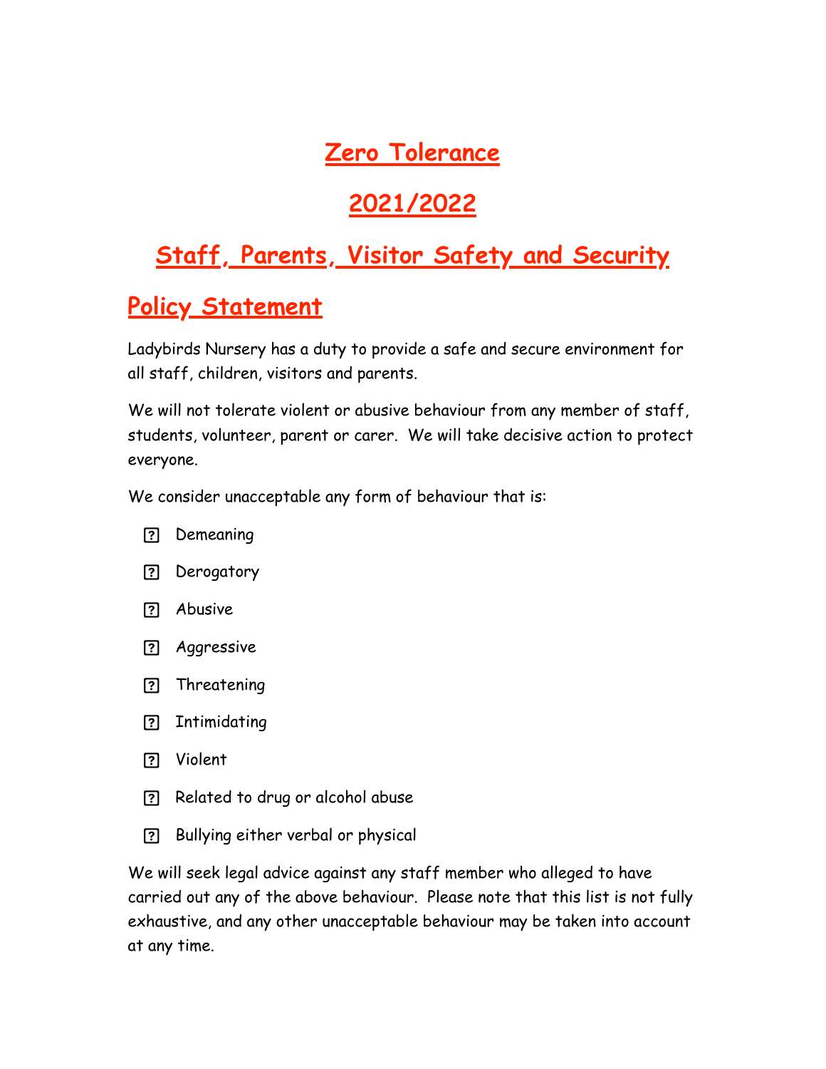# Zero Tolerance

# 2021/2022

# Staff, Parents, Visitor Safety and Security

## Policy Statement

Ladybirds Nursery has a duty to provide a safe and secure environment for all staff, children, visitors and parents.

We will not tolerate violent or abusive behaviour from any member of staff, students, volunteer, parent or carer. We will take decisive action to protect everyone.

We consider unacceptable any form of behaviour that is:

- Demeaning
- Derogatory
- Abusive
- Aggressive
- Threatening
- Intimidating
- Violent
- Related to drug or alcohol abuse
- Bullying either verbal or physical

We will seek legal advice against any staff member who alleged to have carried out any of the above behaviour. Please note that this list is not fully exhaustive, and any other unacceptable behaviour may be taken into account at any time.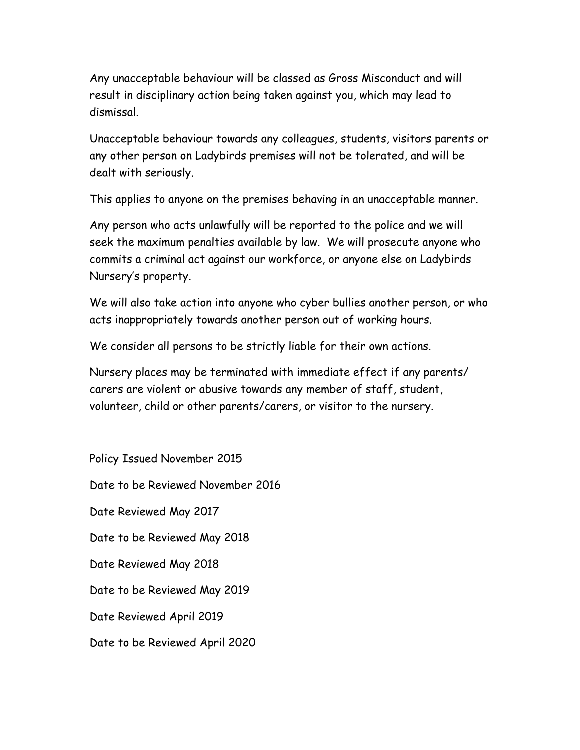Any unacceptable behaviour will be classed as Gross Misconduct and will result in disciplinary action being taken against you, which may lead to dismissal.

Unacceptable behaviour towards any colleagues, students, visitors parents or any other person on Ladybirds premises will not be tolerated, and will be dealt with seriously.

This applies to anyone on the premises behaving in an unacceptable manner.

Any person who acts unlawfully will be reported to the police and we will seek the maximum penalties available by law. We will prosecute anyone who commits a criminal act against our workforce, or anyone else on Ladybirds Nursery's property.

We will also take action into anyone who cyber bullies another person, or who acts inappropriately towards another person out of working hours.

We consider all persons to be strictly liable for their own actions.

Nursery places may be terminated with immediate effect if any parents/ carers are violent or abusive towards any member of staff, student, volunteer, child or other parents/carers, or visitor to the nursery.

Policy Issued November 2015

Date to be Reviewed November 2016

Date Reviewed May 2017

Date to be Reviewed May 2018

Date Reviewed May 2018

Date to be Reviewed May 2019

Date Reviewed April 2019

Date to be Reviewed April 2020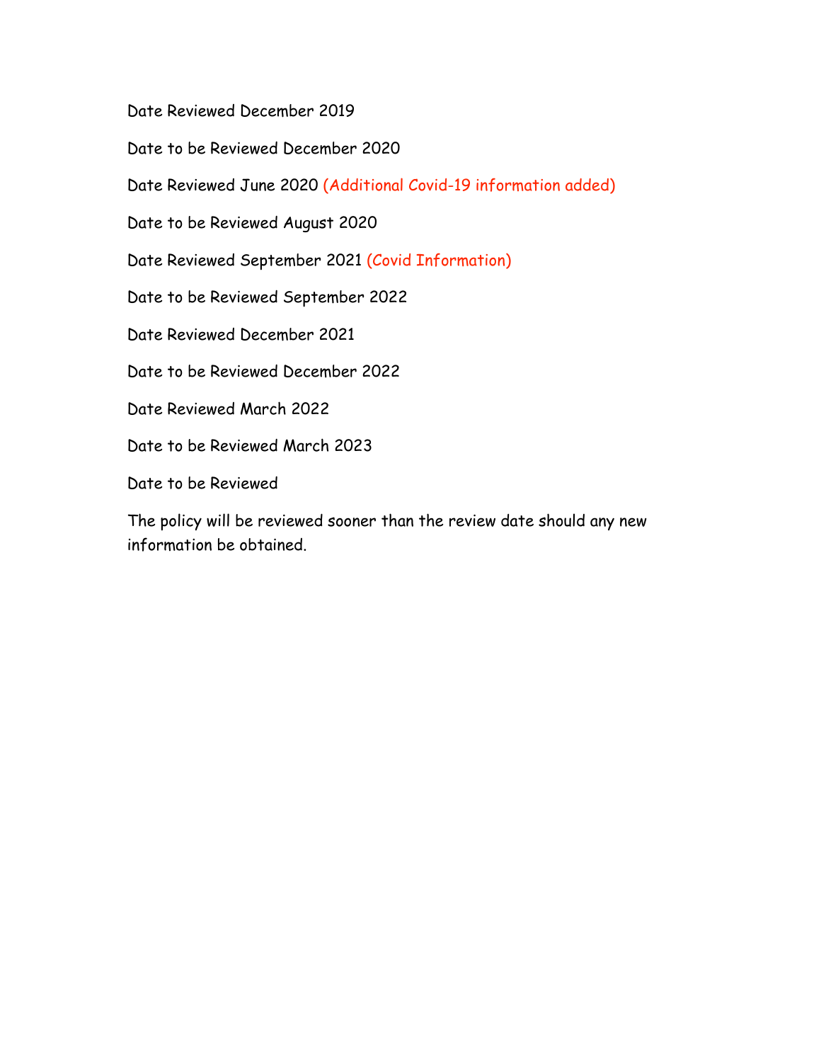Date Reviewed December 2019

Date to be Reviewed December 2020

Date Reviewed June 2020 (Additional Covid-19 information added)

Date to be Reviewed August 2020

Date Reviewed September 2021 (Covid Information)

Date to be Reviewed September 2022

Date Reviewed December 2021

Date to be Reviewed December 2022

Date Reviewed March 2022

Date to be Reviewed March 2023

Date to be Reviewed

The policy will be reviewed sooner than the review date should any new information be obtained.